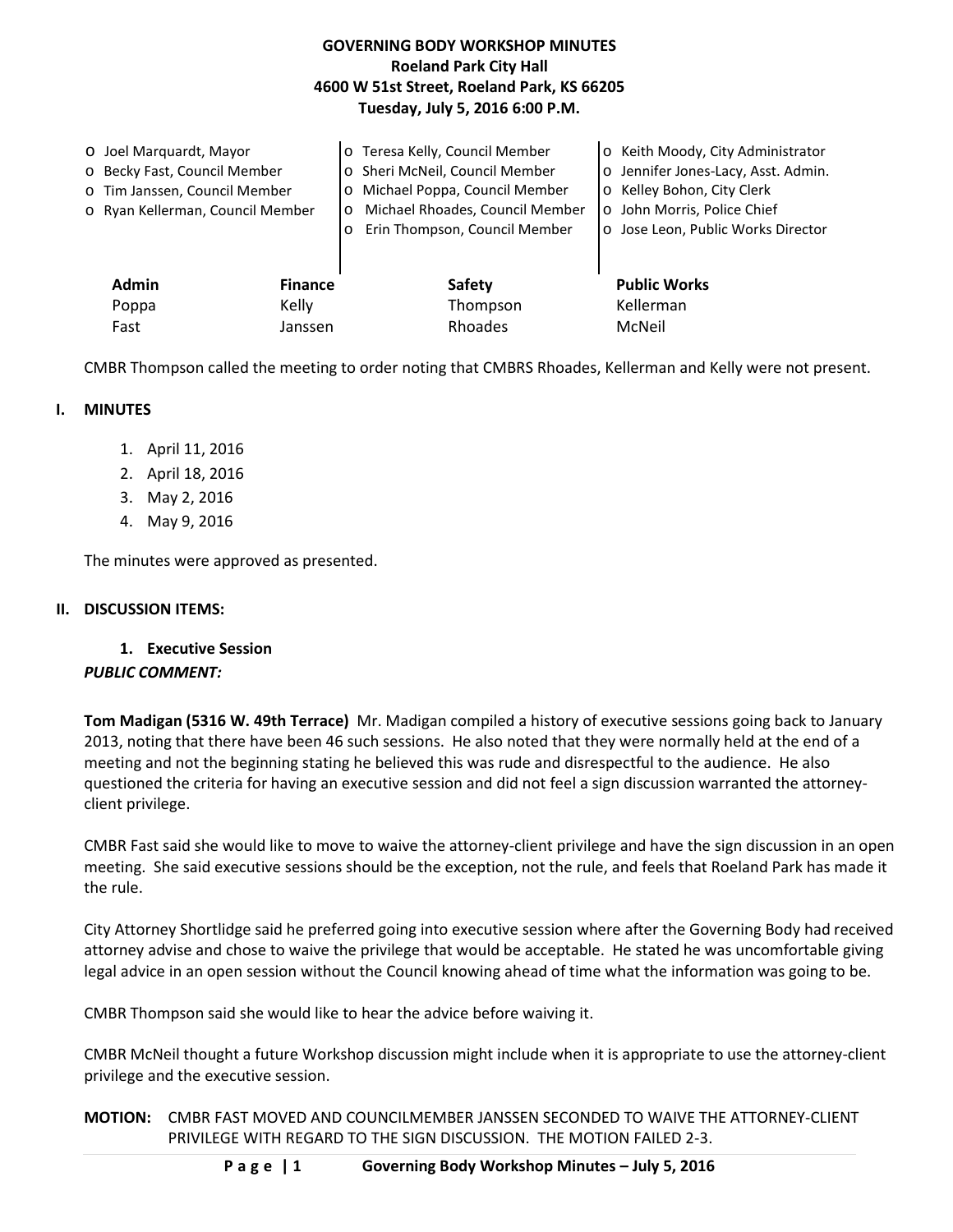# GOVERNING BODY WORKSHOP MINUTES
**Roeland Park City Hall**
**4600 W 51st Street, Roeland Park, KS 66205**
**Tuesday, July 5, 2016 6:00 P.M.**

- o Joel Marquardt, Mayor
- o Becky Fast, Council Member
- o Tim Janssen, Council Member
- o Ryan Kellerman, Council Member
- o Teresa Kelly, Council Member
- o Sheri McNeil, Council Member
- o Michael Poppa, Council Member
- o Michael Rhoades, Council Member
- o Erin Thompson, Council Member
- o Keith Moody, City Administrator
- o Jennifer Jones-Lacy, Asst. Admin.
- o Kelley Bohon, City Clerk
- o John Morris, Police Chief
- o Jose Leon, Public Works Director

| Admin | Finance | Safety | Public Works |
|---|---|---|---|
| Poppa | Kelly | Thompson | Kellerman |
| Fast | Janssen | Rhoades | McNeil |

CMBR Thompson called the meeting to order noting that CMBRS Rhoades, Kellerman and Kelly were not present.

## I. MINUTES

1. April 11, 2016
2. April 18, 2016
3. May 2, 2016
4. May 9, 2016

The minutes were approved as presented.

## II. DISCUSSION ITEMS:

### 1. Executive Session

***PUBLIC COMMENT:***

**Tom Madigan (5316 W. 49th Terrace)** Mr. Madigan compiled a history of executive sessions going back to January 2013, noting that there have been 46 such sessions. He also noted that they were normally held at the end of a meeting and not the beginning stating he believed this was rude and disrespectful to the audience. He also questioned the criteria for having an executive session and did not feel a sign discussion warranted the attorney-client privilege.

CMBR Fast said she would like to move to waive the attorney-client privilege and have the sign discussion in an open meeting. She said executive sessions should be the exception, not the rule, and feels that Roeland Park has made it the rule.

City Attorney Shortlidge said he preferred going into executive session where after the Governing Body had received attorney advise and chose to waive the privilege that would be acceptable. He stated he was uncomfortable giving legal advice in an open session without the Council knowing ahead of time what the information was going to be.

CMBR Thompson said she would like to hear the advice before waiving it.

CMBR McNeil thought a future Workshop discussion might include when it is appropriate to use the attorney-client privilege and the executive session.

**MOTION:** CMBR FAST MOVED AND COUNCILMEMBER JANSSEN SECONDED TO WAIVE THE ATTORNEY-CLIENT PRIVILEGE WITH REGARD TO THE SIGN DISCUSSION. THE MOTION FAILED 2-3.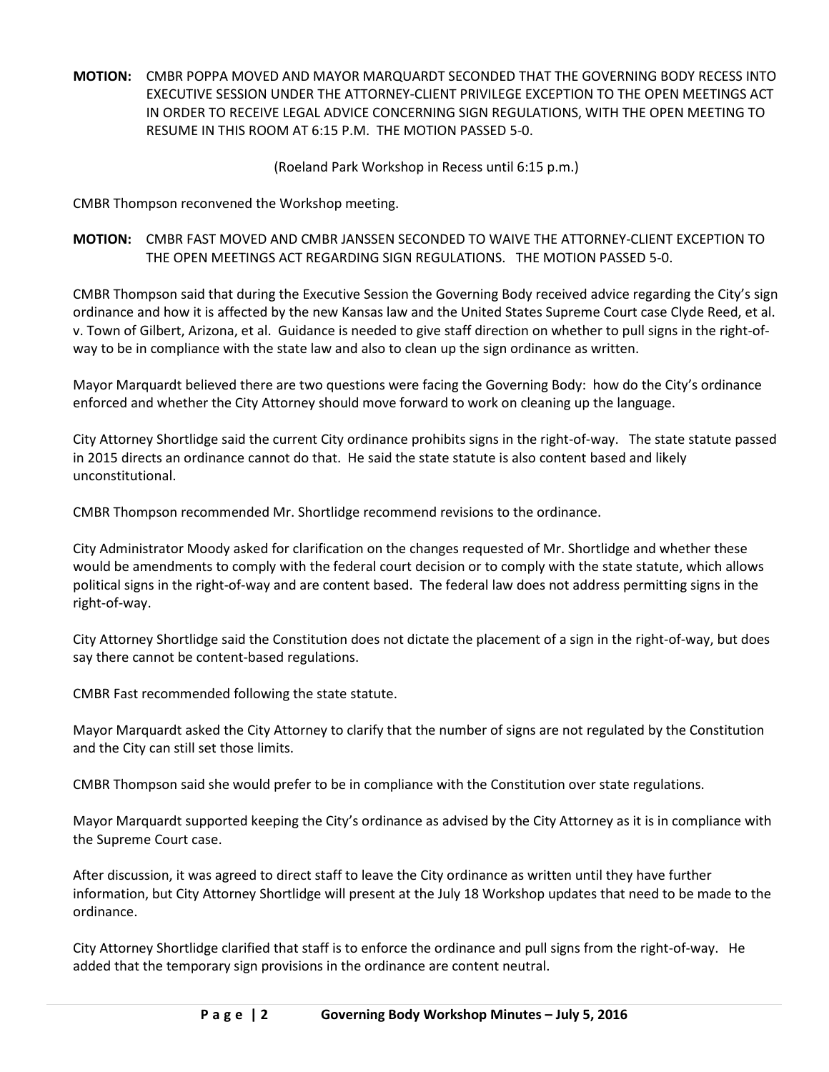**MOTION:** CMBR POPPA MOVED AND MAYOR MARQUARDT SECONDED THAT THE GOVERNING BODY RECESS INTO EXECUTIVE SESSION UNDER THE ATTORNEY-CLIENT PRIVILEGE EXCEPTION TO THE OPEN MEETINGS ACT IN ORDER TO RECEIVE LEGAL ADVICE CONCERNING SIGN REGULATIONS, WITH THE OPEN MEETING TO RESUME IN THIS ROOM AT 6:15 P.M. THE MOTION PASSED 5-0.

(Roeland Park Workshop in Recess until 6:15 p.m.)

CMBR Thompson reconvened the Workshop meeting.

**MOTION:** CMBR FAST MOVED AND CMBR JANSSEN SECONDED TO WAIVE THE ATTORNEY-CLIENT EXCEPTION TO THE OPEN MEETINGS ACT REGARDING SIGN REGULATIONS. THE MOTION PASSED 5-0.

CMBR Thompson said that during the Executive Session the Governing Body received advice regarding the City's sign ordinance and how it is affected by the new Kansas law and the United States Supreme Court case Clyde Reed, et al. v. Town of Gilbert, Arizona, et al. Guidance is needed to give staff direction on whether to pull signs in the right-of-way to be in compliance with the state law and also to clean up the sign ordinance as written.

Mayor Marquardt believed there are two questions were facing the Governing Body: how do the City's ordinance enforced and whether the City Attorney should move forward to work on cleaning up the language.

City Attorney Shortlidge said the current City ordinance prohibits signs in the right-of-way. The state statute passed in 2015 directs an ordinance cannot do that. He said the state statute is also content based and likely unconstitutional.

CMBR Thompson recommended Mr. Shortlidge recommend revisions to the ordinance.

City Administrator Moody asked for clarification on the changes requested of Mr. Shortlidge and whether these would be amendments to comply with the federal court decision or to comply with the state statute, which allows political signs in the right-of-way and are content based. The federal law does not address permitting signs in the right-of-way.

City Attorney Shortlidge said the Constitution does not dictate the placement of a sign in the right-of-way, but does say there cannot be content-based regulations.

CMBR Fast recommended following the state statute.

Mayor Marquardt asked the City Attorney to clarify that the number of signs are not regulated by the Constitution and the City can still set those limits.

CMBR Thompson said she would prefer to be in compliance with the Constitution over state regulations.

Mayor Marquardt supported keeping the City's ordinance as advised by the City Attorney as it is in compliance with the Supreme Court case.

After discussion, it was agreed to direct staff to leave the City ordinance as written until they have further information, but City Attorney Shortlidge will present at the July 18 Workshop updates that need to be made to the ordinance.

City Attorney Shortlidge clarified that staff is to enforce the ordinance and pull signs from the right-of-way. He added that the temporary sign provisions in the ordinance are content neutral.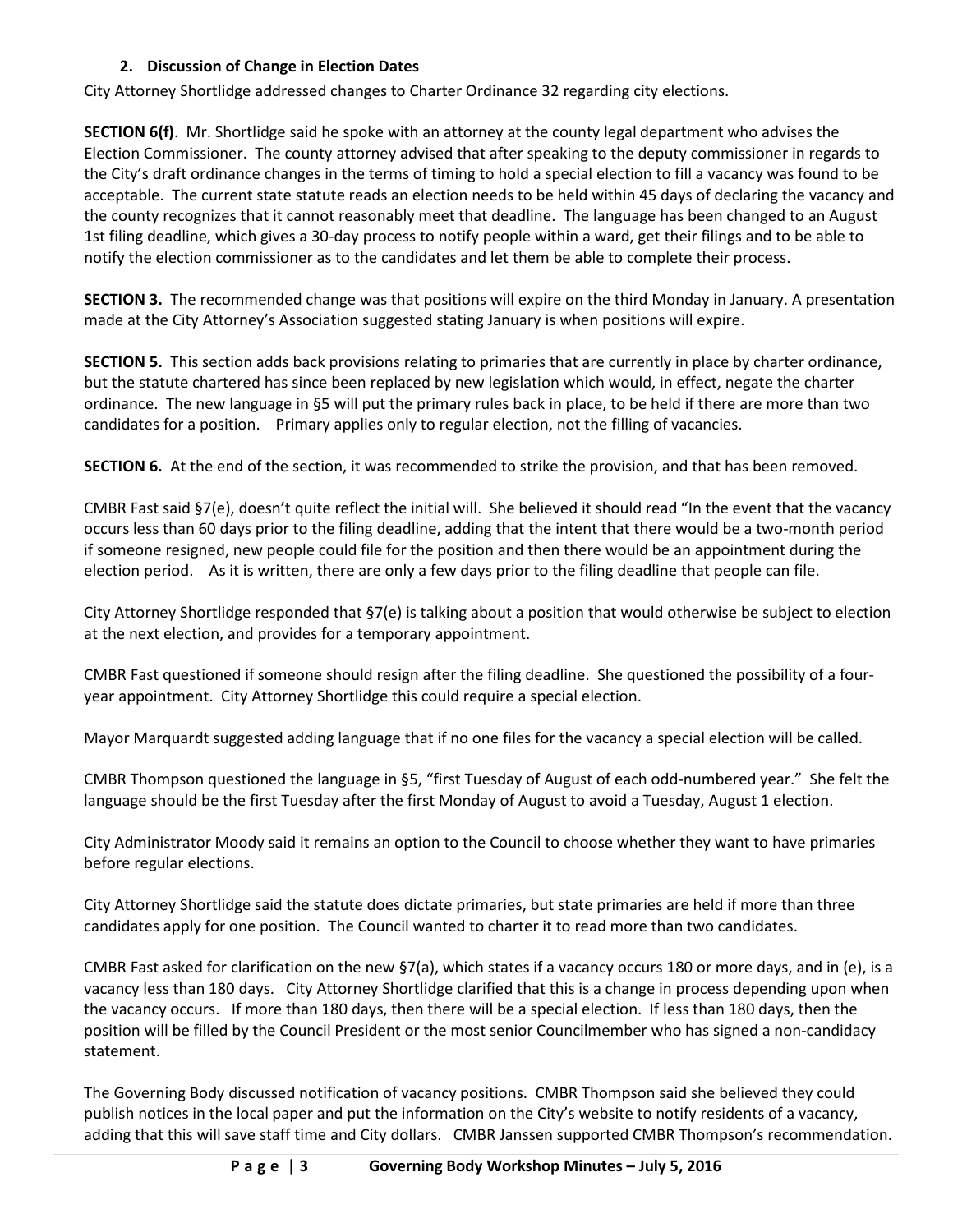### 2. Discussion of Change in Election Dates

City Attorney Shortlidge addressed changes to Charter Ordinance 32 regarding city elections.

**SECTION 6(f)**. Mr. Shortlidge said he spoke with an attorney at the county legal department who advises the Election Commissioner. The county attorney advised that after speaking to the deputy commissioner in regards to the City's draft ordinance changes in the terms of timing to hold a special election to fill a vacancy was found to be acceptable. The current state statute reads an election needs to be held within 45 days of declaring the vacancy and the county recognizes that it cannot reasonably meet that deadline. The language has been changed to an August 1st filing deadline, which gives a 30-day process to notify people within a ward, get their filings and to be able to notify the election commissioner as to the candidates and let them be able to complete their process.

**SECTION 3.** The recommended change was that positions will expire on the third Monday in January. A presentation made at the City Attorney's Association suggested stating January is when positions will expire.

**SECTION 5.** This section adds back provisions relating to primaries that are currently in place by charter ordinance, but the statute chartered has since been replaced by new legislation which would, in effect, negate the charter ordinance. The new language in §5 will put the primary rules back in place, to be held if there are more than two candidates for a position. Primary applies only to regular election, not the filling of vacancies.

**SECTION 6.** At the end of the section, it was recommended to strike the provision, and that has been removed.

CMBR Fast said §7(e), doesn't quite reflect the initial will. She believed it should read "In the event that the vacancy occurs less than 60 days prior to the filing deadline, adding that the intent that there would be a two-month period if someone resigned, new people could file for the position and then there would be an appointment during the election period. As it is written, there are only a few days prior to the filing deadline that people can file.

City Attorney Shortlidge responded that §7(e) is talking about a position that would otherwise be subject to election at the next election, and provides for a temporary appointment.

CMBR Fast questioned if someone should resign after the filing deadline. She questioned the possibility of a four-year appointment. City Attorney Shortlidge this could require a special election.

Mayor Marquardt suggested adding language that if no one files for the vacancy a special election will be called.

CMBR Thompson questioned the language in §5, "first Tuesday of August of each odd-numbered year." She felt the language should be the first Tuesday after the first Monday of August to avoid a Tuesday, August 1 election.

City Administrator Moody said it remains an option to the Council to choose whether they want to have primaries before regular elections.

City Attorney Shortlidge said the statute does dictate primaries, but state primaries are held if more than three candidates apply for one position. The Council wanted to charter it to read more than two candidates.

CMBR Fast asked for clarification on the new §7(a), which states if a vacancy occurs 180 or more days, and in (e), is a vacancy less than 180 days. City Attorney Shortlidge clarified that this is a change in process depending upon when the vacancy occurs. If more than 180 days, then there will be a special election. If less than 180 days, then the position will be filled by the Council President or the most senior Councilmember who has signed a non-candidacy statement.

The Governing Body discussed notification of vacancy positions. CMBR Thompson said she believed they could publish notices in the local paper and put the information on the City's website to notify residents of a vacancy, adding that this will save staff time and City dollars. CMBR Janssen supported CMBR Thompson's recommendation.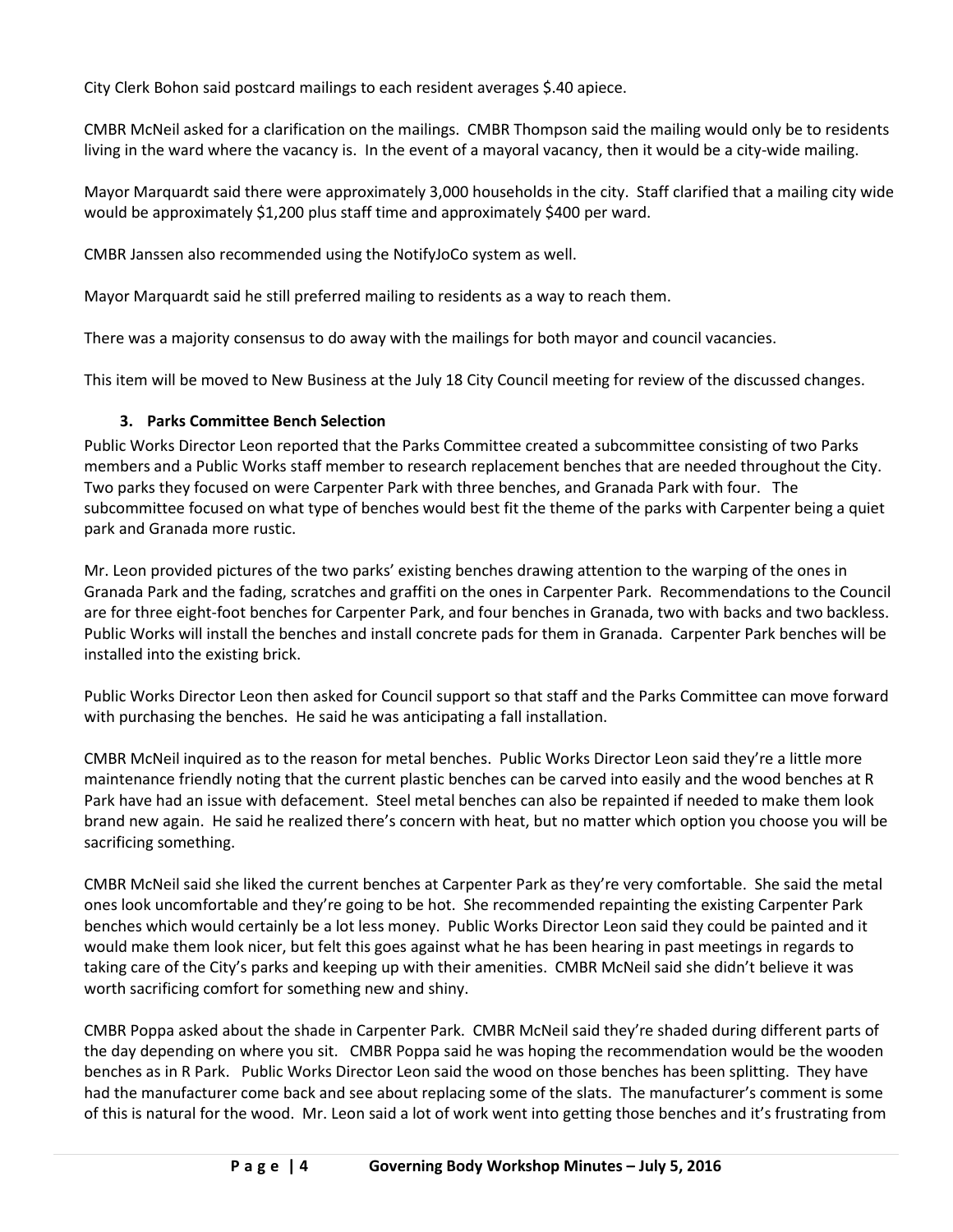City Clerk Bohon said postcard mailings to each resident averages $.40 apiece.

CMBR McNeil asked for a clarification on the mailings. CMBR Thompson said the mailing would only be to residents living in the ward where the vacancy is. In the event of a mayoral vacancy, then it would be a city-wide mailing.

Mayor Marquardt said there were approximately 3,000 households in the city. Staff clarified that a mailing city wide would be approximately $1,200 plus staff time and approximately $400 per ward.

CMBR Janssen also recommended using the NotifyJoCo system as well.

Mayor Marquardt said he still preferred mailing to residents as a way to reach them.

There was a majority consensus to do away with the mailings for both mayor and council vacancies.

This item will be moved to New Business at the July 18 City Council meeting for review of the discussed changes.

### 3. Parks Committee Bench Selection

Public Works Director Leon reported that the Parks Committee created a subcommittee consisting of two Parks members and a Public Works staff member to research replacement benches that are needed throughout the City. Two parks they focused on were Carpenter Park with three benches, and Granada Park with four. The subcommittee focused on what type of benches would best fit the theme of the parks with Carpenter being a quiet park and Granada more rustic.

Mr. Leon provided pictures of the two parks' existing benches drawing attention to the warping of the ones in Granada Park and the fading, scratches and graffiti on the ones in Carpenter Park. Recommendations to the Council are for three eight-foot benches for Carpenter Park, and four benches in Granada, two with backs and two backless. Public Works will install the benches and install concrete pads for them in Granada. Carpenter Park benches will be installed into the existing brick.

Public Works Director Leon then asked for Council support so that staff and the Parks Committee can move forward with purchasing the benches. He said he was anticipating a fall installation.

CMBR McNeil inquired as to the reason for metal benches. Public Works Director Leon said they're a little more maintenance friendly noting that the current plastic benches can be carved into easily and the wood benches at R Park have had an issue with defacement. Steel metal benches can also be repainted if needed to make them look brand new again. He said he realized there's concern with heat, but no matter which option you choose you will be sacrificing something.

CMBR McNeil said she liked the current benches at Carpenter Park as they're very comfortable. She said the metal ones look uncomfortable and they're going to be hot. She recommended repainting the existing Carpenter Park benches which would certainly be a lot less money. Public Works Director Leon said they could be painted and it would make them look nicer, but felt this goes against what he has been hearing in past meetings in regards to taking care of the City's parks and keeping up with their amenities. CMBR McNeil said she didn't believe it was worth sacrificing comfort for something new and shiny.

CMBR Poppa asked about the shade in Carpenter Park. CMBR McNeil said they're shaded during different parts of the day depending on where you sit. CMBR Poppa said he was hoping the recommendation would be the wooden benches as in R Park. Public Works Director Leon said the wood on those benches has been splitting. They have had the manufacturer come back and see about replacing some of the slats. The manufacturer's comment is some of this is natural for the wood. Mr. Leon said a lot of work went into getting those benches and it's frustrating from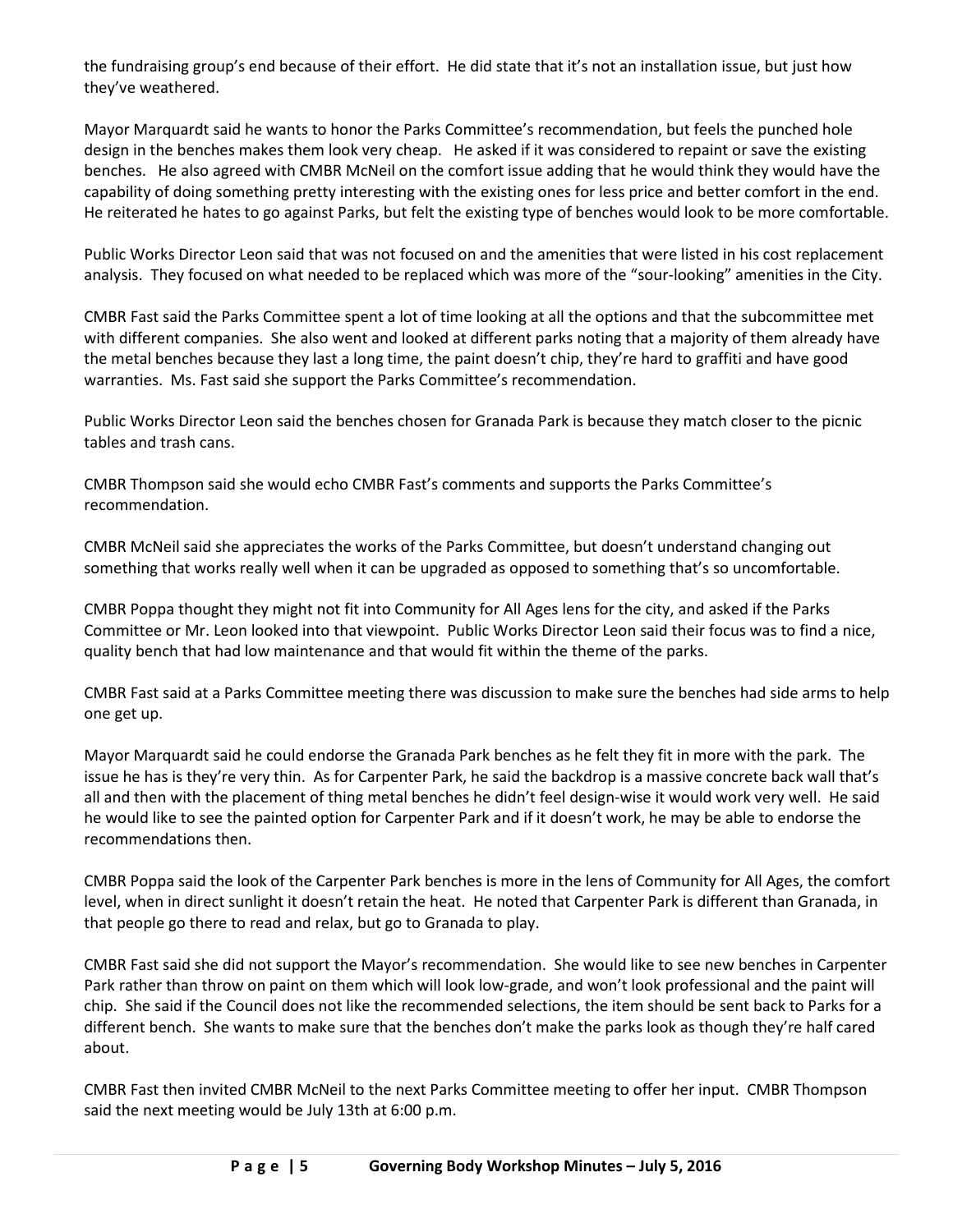the fundraising group's end because of their effort. He did state that it's not an installation issue, but just how they've weathered.

Mayor Marquardt said he wants to honor the Parks Committee's recommendation, but feels the punched hole design in the benches makes them look very cheap. He asked if it was considered to repaint or save the existing benches. He also agreed with CMBR McNeil on the comfort issue adding that he would think they would have the capability of doing something pretty interesting with the existing ones for less price and better comfort in the end. He reiterated he hates to go against Parks, but felt the existing type of benches would look to be more comfortable.

Public Works Director Leon said that was not focused on and the amenities that were listed in his cost replacement analysis. They focused on what needed to be replaced which was more of the "sour-looking" amenities in the City.

CMBR Fast said the Parks Committee spent a lot of time looking at all the options and that the subcommittee met with different companies. She also went and looked at different parks noting that a majority of them already have the metal benches because they last a long time, the paint doesn't chip, they're hard to graffiti and have good warranties. Ms. Fast said she support the Parks Committee's recommendation.

Public Works Director Leon said the benches chosen for Granada Park is because they match closer to the picnic tables and trash cans.

CMBR Thompson said she would echo CMBR Fast's comments and supports the Parks Committee's recommendation.

CMBR McNeil said she appreciates the works of the Parks Committee, but doesn't understand changing out something that works really well when it can be upgraded as opposed to something that's so uncomfortable.

CMBR Poppa thought they might not fit into Community for All Ages lens for the city, and asked if the Parks Committee or Mr. Leon looked into that viewpoint. Public Works Director Leon said their focus was to find a nice, quality bench that had low maintenance and that would fit within the theme of the parks.

CMBR Fast said at a Parks Committee meeting there was discussion to make sure the benches had side arms to help one get up.

Mayor Marquardt said he could endorse the Granada Park benches as he felt they fit in more with the park. The issue he has is they're very thin. As for Carpenter Park, he said the backdrop is a massive concrete back wall that's all and then with the placement of thing metal benches he didn't feel design-wise it would work very well. He said he would like to see the painted option for Carpenter Park and if it doesn't work, he may be able to endorse the recommendations then.

CMBR Poppa said the look of the Carpenter Park benches is more in the lens of Community for All Ages, the comfort level, when in direct sunlight it doesn't retain the heat. He noted that Carpenter Park is different than Granada, in that people go there to read and relax, but go to Granada to play.

CMBR Fast said she did not support the Mayor's recommendation. She would like to see new benches in Carpenter Park rather than throw on paint on them which will look low-grade, and won't look professional and the paint will chip. She said if the Council does not like the recommended selections, the item should be sent back to Parks for a different bench. She wants to make sure that the benches don't make the parks look as though they're half cared about.

CMBR Fast then invited CMBR McNeil to the next Parks Committee meeting to offer her input. CMBR Thompson said the next meeting would be July 13th at 6:00 p.m.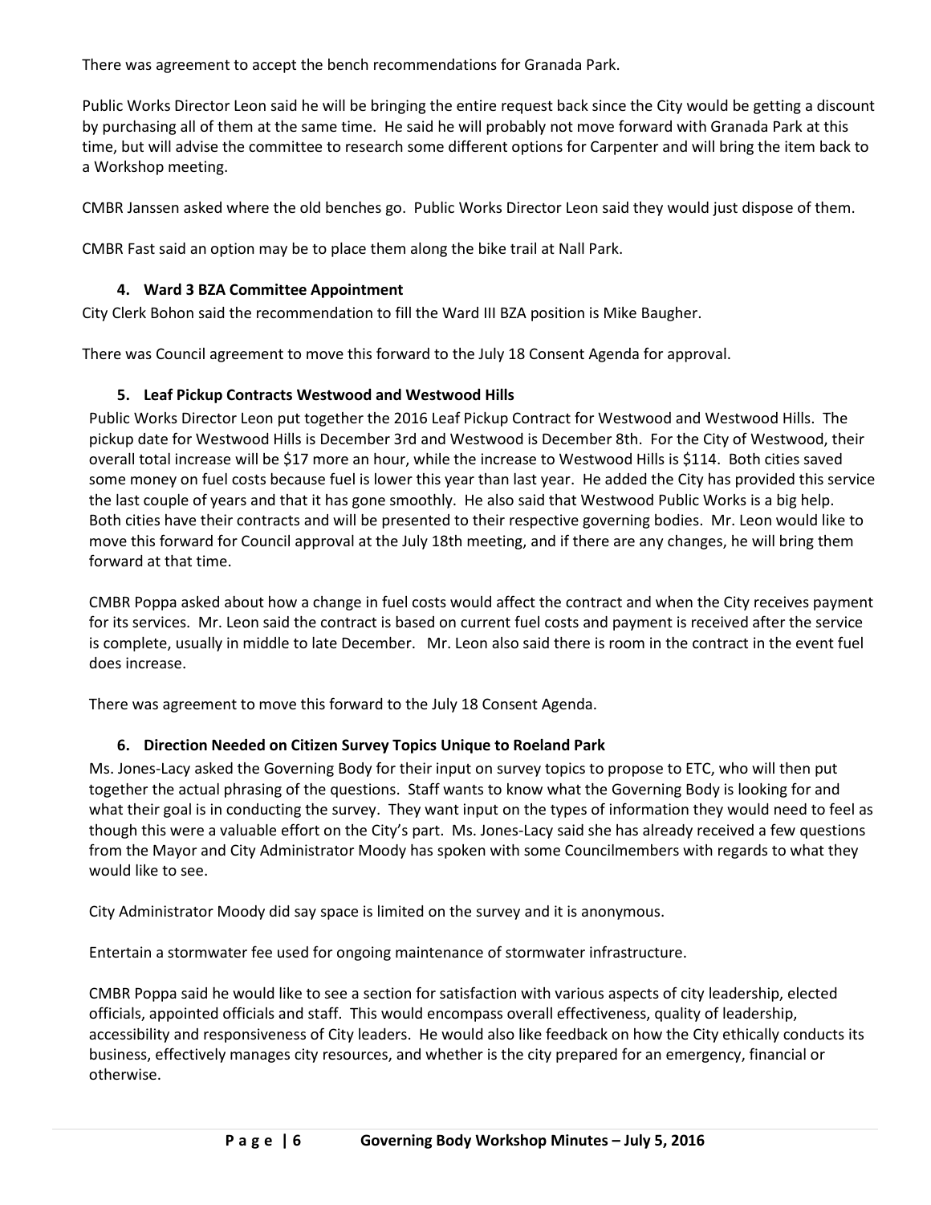There was agreement to accept the bench recommendations for Granada Park.

Public Works Director Leon said he will be bringing the entire request back since the City would be getting a discount by purchasing all of them at the same time. He said he will probably not move forward with Granada Park at this time, but will advise the committee to research some different options for Carpenter and will bring the item back to a Workshop meeting.

CMBR Janssen asked where the old benches go. Public Works Director Leon said they would just dispose of them.

CMBR Fast said an option may be to place them along the bike trail at Nall Park.

### 4. Ward 3 BZA Committee Appointment

City Clerk Bohon said the recommendation to fill the Ward III BZA position is Mike Baugher.

There was Council agreement to move this forward to the July 18 Consent Agenda for approval.

### 5. Leaf Pickup Contracts Westwood and Westwood Hills

Public Works Director Leon put together the 2016 Leaf Pickup Contract for Westwood and Westwood Hills. The pickup date for Westwood Hills is December 3rd and Westwood is December 8th. For the City of Westwood, their overall total increase will be $17 more an hour, while the increase to Westwood Hills is $114. Both cities saved some money on fuel costs because fuel is lower this year than last year. He added the City has provided this service the last couple of years and that it has gone smoothly. He also said that Westwood Public Works is a big help. Both cities have their contracts and will be presented to their respective governing bodies. Mr. Leon would like to move this forward for Council approval at the July 18th meeting, and if there are any changes, he will bring them forward at that time.

CMBR Poppa asked about how a change in fuel costs would affect the contract and when the City receives payment for its services. Mr. Leon said the contract is based on current fuel costs and payment is received after the service is complete, usually in middle to late December. Mr. Leon also said there is room in the contract in the event fuel does increase.

There was agreement to move this forward to the July 18 Consent Agenda.

### 6. Direction Needed on Citizen Survey Topics Unique to Roeland Park

Ms. Jones-Lacy asked the Governing Body for their input on survey topics to propose to ETC, who will then put together the actual phrasing of the questions. Staff wants to know what the Governing Body is looking for and what their goal is in conducting the survey. They want input on the types of information they would need to feel as though this were a valuable effort on the City's part. Ms. Jones-Lacy said she has already received a few questions from the Mayor and City Administrator Moody has spoken with some Councilmembers with regards to what they would like to see.

City Administrator Moody did say space is limited on the survey and it is anonymous.

Entertain a stormwater fee used for ongoing maintenance of stormwater infrastructure.

CMBR Poppa said he would like to see a section for satisfaction with various aspects of city leadership, elected officials, appointed officials and staff. This would encompass overall effectiveness, quality of leadership, accessibility and responsiveness of City leaders. He would also like feedback on how the City ethically conducts its business, effectively manages city resources, and whether is the city prepared for an emergency, financial or otherwise.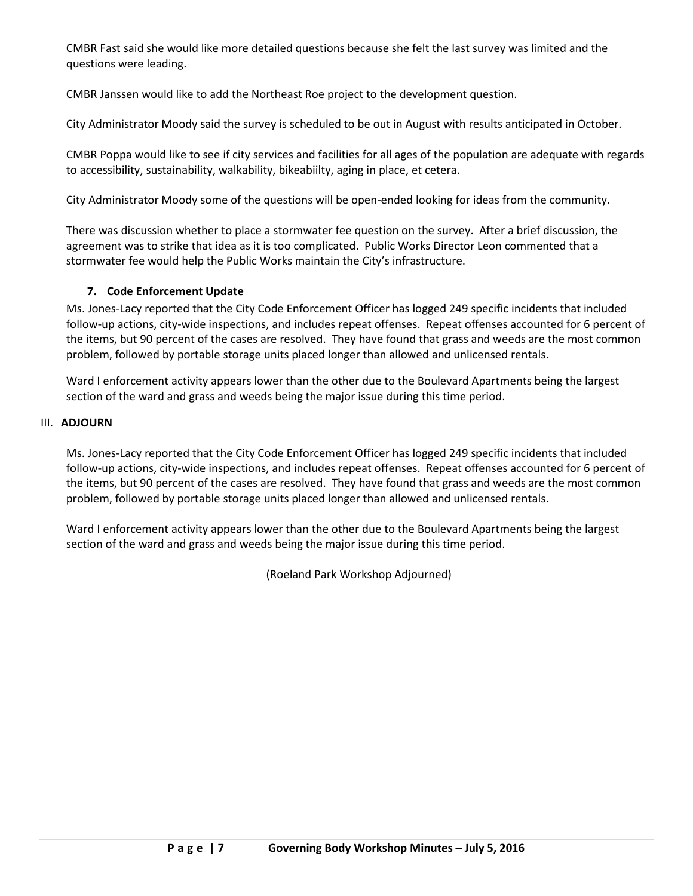CMBR Fast said she would like more detailed questions because she felt the last survey was limited and the questions were leading.

CMBR Janssen would like to add the Northeast Roe project to the development question.

City Administrator Moody said the survey is scheduled to be out in August with results anticipated in October.

CMBR Poppa would like to see if city services and facilities for all ages of the population are adequate with regards to accessibility, sustainability, walkability, bikeabiilty, aging in place, et cetera.

City Administrator Moody some of the questions will be open-ended looking for ideas from the community.

There was discussion whether to place a stormwater fee question on the survey. After a brief discussion, the agreement was to strike that idea as it is too complicated. Public Works Director Leon commented that a stormwater fee would help the Public Works maintain the City's infrastructure.

### 7. Code Enforcement Update

Ms. Jones-Lacy reported that the City Code Enforcement Officer has logged 249 specific incidents that included follow-up actions, city-wide inspections, and includes repeat offenses. Repeat offenses accounted for 6 percent of the items, but 90 percent of the cases are resolved. They have found that grass and weeds are the most common problem, followed by portable storage units placed longer than allowed and unlicensed rentals.

Ward I enforcement activity appears lower than the other due to the Boulevard Apartments being the largest section of the ward and grass and weeds being the major issue during this time period.

## III. ADJOURN

Ms. Jones-Lacy reported that the City Code Enforcement Officer has logged 249 specific incidents that included follow-up actions, city-wide inspections, and includes repeat offenses. Repeat offenses accounted for 6 percent of the items, but 90 percent of the cases are resolved. They have found that grass and weeds are the most common problem, followed by portable storage units placed longer than allowed and unlicensed rentals.

Ward I enforcement activity appears lower than the other due to the Boulevard Apartments being the largest section of the ward and grass and weeds being the major issue during this time period.

(Roeland Park Workshop Adjourned)